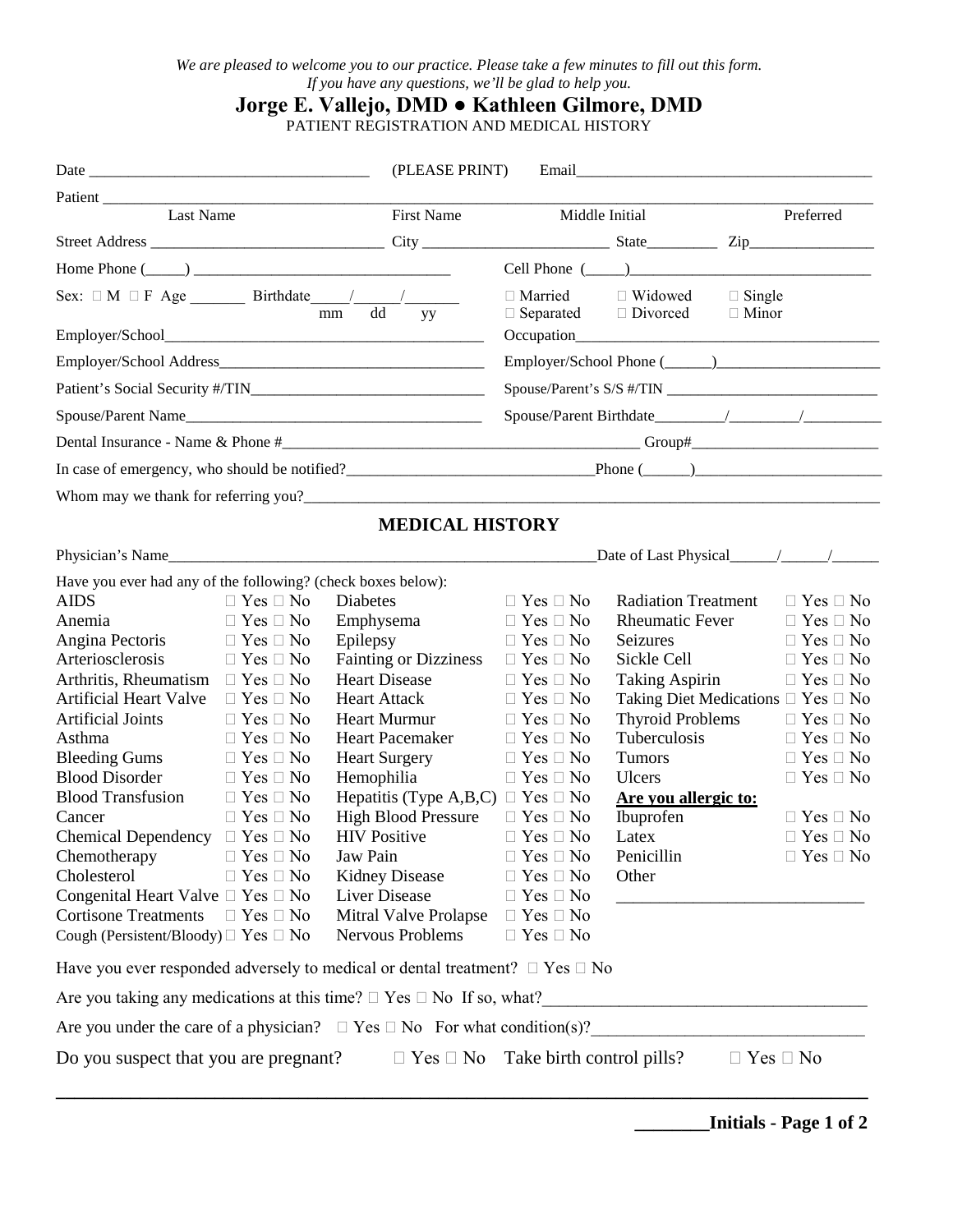*We are pleased to welcome you to our practice. Please take a few minutes to fill out this form.*
*If you have any questions, we'll be glad to help you.*

# Jorge E. Vallejo, DMD ● Kathleen Gilmore, DMD

PATIENT REGISTRATION AND MEDICAL HISTORY

Date ____________________________________ (PLEASE PRINT) Email______________________________________

Patient _______________________________________________________________________________________
Last Name First Name Middle Initial Preferred

Street Address ______________________________ City ________________________ State_________ Zip________________

Home Phone (_____) _________________________________ Cell Phone (_____)_______________________________

Sex: ☐ M ☐ F Age _______ Birthdate_____/______/_______ (mm dd yy)

☐ Married ☐ Widowed ☐ Single
☐ Separated ☐ Divorced ☐ Minor

Employer/School_________________________________________ Occupation________________________________________

Employer/School Address___________________________________ Employer/School Phone (______)_____________________

Patient's Social Security #/TIN______________________________ Spouse/Parent's S/S #/TIN ___________________________

Spouse/Parent Name_______________________________________ Spouse/Parent Birthdate_________/_________/__________

Dental Insurance - Name & Phone #_______________________________________________ Group#________________________

In case of emergency, who should be notified?________________________________Phone (______)________________________

Whom may we thank for referring you?______________________________________________________________________

## MEDICAL HISTORY

Physician's Name___________________________________________________________Date of Last Physical______/______/______

Have you ever had any of the following? (check boxes below):

| | | | | | |
|---|---|---|---|---|---|
| AIDS | ☐ Yes ☐ No | Diabetes | ☐ Yes ☐ No | Radiation Treatment | ☐ Yes ☐ No |
| Anemia | ☐ Yes ☐ No | Emphysema | ☐ Yes ☐ No | Rheumatic Fever | ☐ Yes ☐ No |
| Angina Pectoris | ☐ Yes ☐ No | Epilepsy | ☐ Yes ☐ No | Seizures | ☐ Yes ☐ No |
| Arteriosclerosis | ☐ Yes ☐ No | Fainting or Dizziness | ☐ Yes ☐ No | Sickle Cell | ☐ Yes ☐ No |
| Arthritis, Rheumatism | ☐ Yes ☐ No | Heart Disease | ☐ Yes ☐ No | Taking Aspirin | ☐ Yes ☐ No |
| Artificial Heart Valve | ☐ Yes ☐ No | Heart Attack | ☐ Yes ☐ No | Taking Diet Medications | ☐ Yes ☐ No |
| Artificial Joints | ☐ Yes ☐ No | Heart Murmur | ☐ Yes ☐ No | Thyroid Problems | ☐ Yes ☐ No |
| Asthma | ☐ Yes ☐ No | Heart Pacemaker | ☐ Yes ☐ No | Tuberculosis | ☐ Yes ☐ No |
| Bleeding Gums | ☐ Yes ☐ No | Heart Surgery | ☐ Yes ☐ No | Tumors | ☐ Yes ☐ No |
| Blood Disorder | ☐ Yes ☐ No | Hemophilia | ☐ Yes ☐ No | Ulcers | ☐ Yes ☐ No |
| Blood Transfusion | ☐ Yes ☐ No | Hepatitis (Type A,B,C) | ☐ Yes ☐ No | **Are you allergic to:** | |
| Cancer | ☐ Yes ☐ No | High Blood Pressure | ☐ Yes ☐ No | Ibuprofen | ☐ Yes ☐ No |
| Chemical Dependency | ☐ Yes ☐ No | HIV Positive | ☐ Yes ☐ No | Latex | ☐ Yes ☐ No |
| Chemotherapy | ☐ Yes ☐ No | Jaw Pain | ☐ Yes ☐ No | Penicillin | ☐ Yes ☐ No |
| Cholesterol | ☐ Yes ☐ No | Kidney Disease | ☐ Yes ☐ No | Other | |
| Congenital Heart Valve | ☐ Yes ☐ No | Liver Disease | ☐ Yes ☐ No | _____________________________ | |
| Cortisone Treatments | ☐ Yes ☐ No | Mitral Valve Prolapse | ☐ Yes ☐ No | | |
| Cough (Persistent/Bloody) | ☐ Yes ☐ No | Nervous Problems | ☐ Yes ☐ No | | |

Have you ever responded adversely to medical or dental treatment? ☐ Yes ☐ No

Are you taking any medications at this time? ☐ Yes ☐ No If so, what?_______________________________________

Are you under the care of a physician? ☐ Yes ☐ No For what condition(s)?________________________________

Do you suspect that you are pregnant? ☐ Yes ☐ No Take birth control pills? ☐ Yes ☐ No

**________Initials - Page 1 of 2**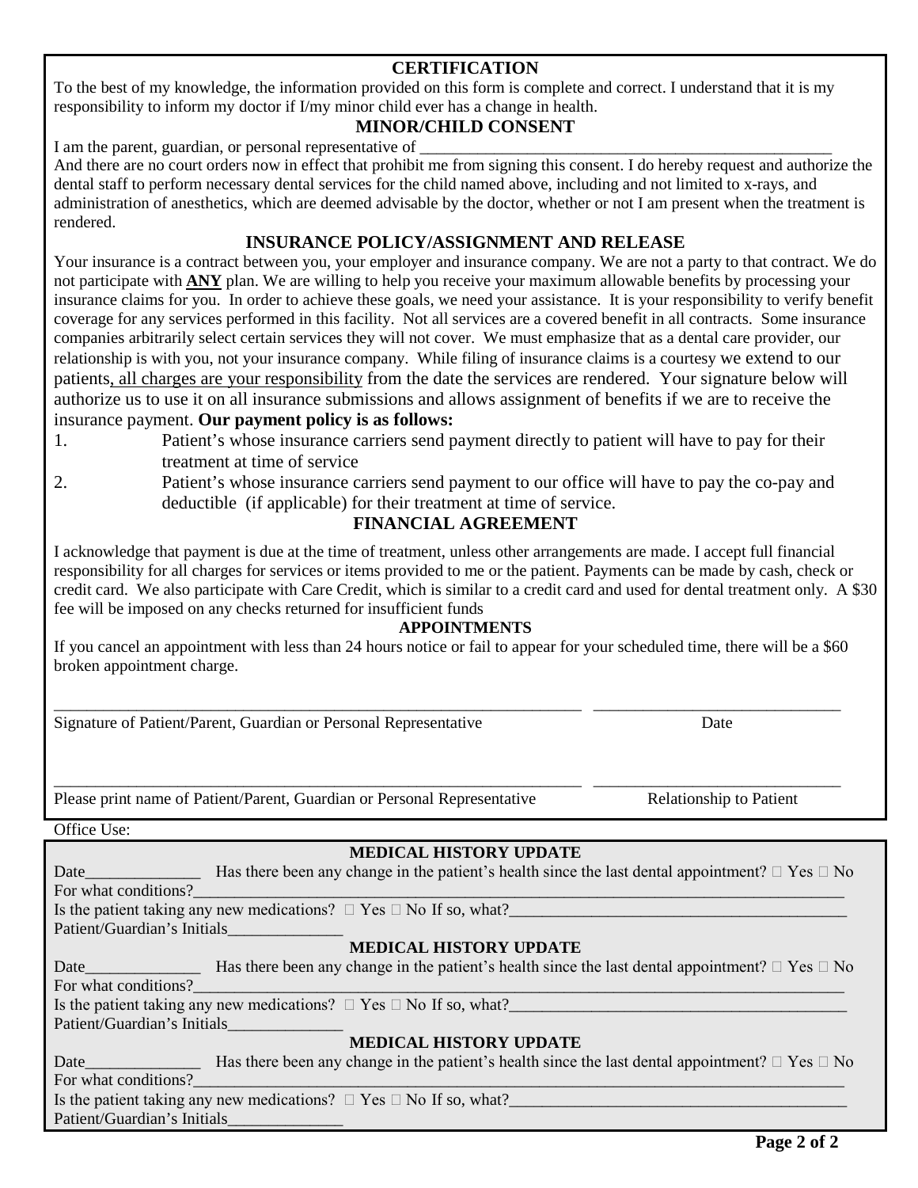## CERTIFICATION

To the best of my knowledge, the information provided on this form is complete and correct. I understand that it is my responsibility to inform my doctor if I/my minor child ever has a change in health.

## MINOR/CHILD CONSENT

I am the parent, guardian, or personal representative of ____________________________________________________

And there are no court orders now in effect that prohibit me from signing this consent. I do hereby request and authorize the dental staff to perform necessary dental services for the child named above, including and not limited to x-rays, and administration of anesthetics, which are deemed advisable by the doctor, whether or not I am present when the treatment is rendered.

## INSURANCE POLICY/ASSIGNMENT AND RELEASE

Your insurance is a contract between you, your employer and insurance company. We are not a party to that contract. We do not participate with **ANY** plan. We are willing to help you receive your maximum allowable benefits by processing your insurance claims for you. In order to achieve these goals, we need your assistance. It is your responsibility to verify benefit coverage for any services performed in this facility. Not all services are a covered benefit in all contracts. Some insurance companies arbitrarily select certain services they will not cover. We must emphasize that as a dental care provider, our relationship is with you, not your insurance company. While filing of insurance claims is a courtesy we extend to our patients, all charges are your responsibility from the date the services are rendered. Your signature below will authorize us to use it on all insurance submissions and allows assignment of benefits if we are to receive the insurance payment. **Our payment policy is as follows:**

1. Patient's whose insurance carriers send payment directly to patient will have to pay for their treatment at time of service
2. Patient's whose insurance carriers send payment to our office will have to pay the co-pay and deductible (if applicable) for their treatment at time of service.

## FINANCIAL AGREEMENT

I acknowledge that payment is due at the time of treatment, unless other arrangements are made. I accept full financial responsibility for all charges for services or items provided to me or the patient. Payments can be made by cash, check or credit card. We also participate with Care Credit, which is similar to a credit card and used for dental treatment only. A $30 fee will be imposed on any checks returned for insufficient funds

### APPOINTMENTS

If you cancel an appointment with less than 24 hours notice or fail to appear for your scheduled time, there will be a $60 broken appointment charge.

_________________________________________________________________ ______________________________

Signature of Patient/Parent, Guardian or Personal Representative Date

_________________________________________________________________ ______________________________

Please print name of Patient/Parent, Guardian or Personal Representative Relationship to Patient

Office Use:

### MEDICAL HISTORY UPDATE

Date______________ Has there been any change in the patient's health since the last dental appointment? □ Yes □ No

For what conditions?______________________________________________________________________________

Is the patient taking any new medications? □ Yes □ No If so, what?_________________________________________

Patient/Guardian's Initials______________

### MEDICAL HISTORY UPDATE

Date______________ Has there been any change in the patient's health since the last dental appointment? □ Yes □ No

For what conditions?______________________________________________________________________________

Is the patient taking any new medications? □ Yes □ No If so, what?_________________________________________

Patient/Guardian's Initials______________

### MEDICAL HISTORY UPDATE

Date______________ Has there been any change in the patient's health since the last dental appointment? □ Yes □ No

For what conditions?______________________________________________________________________________

Is the patient taking any new medications? □ Yes □ No If so, what?_________________________________________

Patient/Guardian's Initials______________